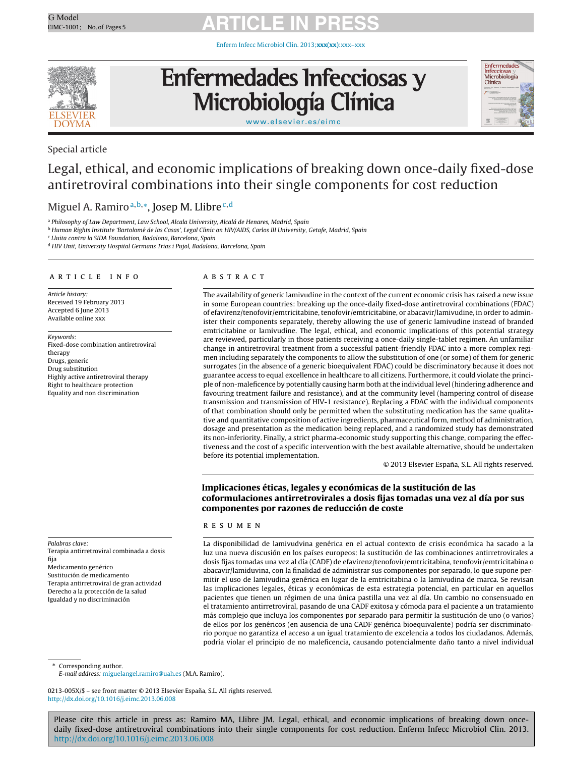Special article

# Legal, ethical, and economic implications of breaking down once-daily fixed-dose antiretroviral combinations into their single components for cost reduction

Miguel A. Ramiro[a,b,*], Josep M. Llibre[c,d]

[a] Philosophy of Law Department, Law School, Alcala University, Alcalá de Henares, Madrid, Spain
[b] Human Rights Institute 'Bartolomé de las Casas', Legal Clinic on HIV/AIDS, Carlos III University, Getafe, Madrid, Spain
[c] Lluita contra la SIDA Foundation, Badalona, Barcelona, Spain
[d] HIV Unit, University Hospital Germans Trias i Pujol, Badalona, Barcelona, Spain

## ARTICLE INFO

*Article history:*
Received 19 February 2013
Accepted 6 June 2013
Available online xxx

*Keywords:*
Fixed-dose combination antiretroviral therapy
Drugs, generic
Drug substitution
Highly active antiretroviral therapy
Right to healthcare protection
Equality and non discrimination

## ABSTRACT

The availability of generic lamivudine in the context of the current economic crisis has raised a new issue in some European countries: breaking up the once-daily fixed-dose antiretroviral combinations (FDAC) of efavirenz/tenofovir/emtricitabine, tenofovir/emtricitabine, or abacavir/lamivudine, in order to administer their components separately, thereby allowing the use of generic lamivudine instead of branded emtricitabine or lamivudine. The legal, ethical, and economic implications of this potential strategy are reviewed, particularly in those patients receiving a once-daily single-tablet regimen. An unfamiliar change in antiretroviral treatment from a successful patient-friendly FDAC into a more complex regimen including separately the components to allow the substitution of one (or some) of them for generic surrogates (in the absence of a generic bioequivalent FDAC) could be discriminatory because it does not guarantee access to equal excellence in healthcare to all citizens. Furthermore, it could violate the principle of non-maleficence by potentially causing harm both at the individual level (hindering adherence and favouring treatment failure and resistance), and at the community level (hampering control of disease transmission and transmission of HIV-1 resistance). Replacing a FDAC with the individual components of that combination should only be permitted when the substituting medication has the same qualitative and quantitative composition of active ingredients, pharmaceutical form, method of administration, dosage and presentation as the medication being replaced, and a randomized study has demonstrated its non-inferiority. Finally, a strict pharma-economic study supporting this change, comparing the effectiveness and the cost of a specific intervention with the best available alternative, should be undertaken before its potential implementation.

© 2013 Elsevier España, S.L. All rights reserved.

### Implicaciones éticas, legales y económicas de la sustitución de las coformulaciones antirretrovirales a dosis fijas tomadas una vez al día por sus componentes por razones de reducción de coste

*Palabras clave:*
Terapia antirretroviral combinada a dosis fija
Medicamento genérico
Sustitución de medicamento
Terapia antirretroviral de gran actividad
Derecho a la protección de la salud
Igualdad y no discriminación

## RESUMEN

La disponibilidad de lamivudvina genérica en el actual contexto de crisis económica ha sacado a la luz una nueva discusión en los países europeos: la sustitución de las combinaciones antirretrovirales a dosis fijas tomadas una vez al día (CADF) de efavirenz/tenofovir/emtricitabina, tenofovir/emtricitabina o abacavir/lamiduvina, con la finalidad de administrar sus componentes por separado, lo que supone permitir el uso de lamivudina genérica en lugar de la emtricitabina o la lamivudina de marca. Se revisan las implicaciones legales, éticas y económicas de esta estrategia potencial, en particular en aquellos pacientes que tienen un régimen de una única pastilla una vez al día. Un cambio no consensuado en el tratamiento antirretroviral, pasando de una CADF exitosa y cómoda para el paciente a un tratamiento más complejo que incluya los componentes por separado para permitir la sustitución de uno (o varios) de ellos por los genéricos (en ausencia de una CADF genérica bioequivalente) podría ser discriminatorio porque no garantiza el acceso a un igual tratamiento de excelencia a todos los ciudadanos. Además, podría violar el principio de no maleficencia, causando potencialmente daño tanto a nivel individual

\* Corresponding author.
*E-mail address:* miguelangel.ramiro@uah.es (M.A. Ramiro).

0213-005X/$ – see front matter © 2013 Elsevier España, S.L. All rights reserved.
http://dx.doi.org/10.1016/j.eimc.2013.06.008

Please cite this article in press as: Ramiro MA, Llibre JM. Legal, ethical, and economic implications of breaking down once-daily fixed-dose antiretroviral combinations into their single components for cost reduction. Enferm Infecc Microbiol Clin. 2013. http://dx.doi.org/10.1016/j.eimc.2013.06.008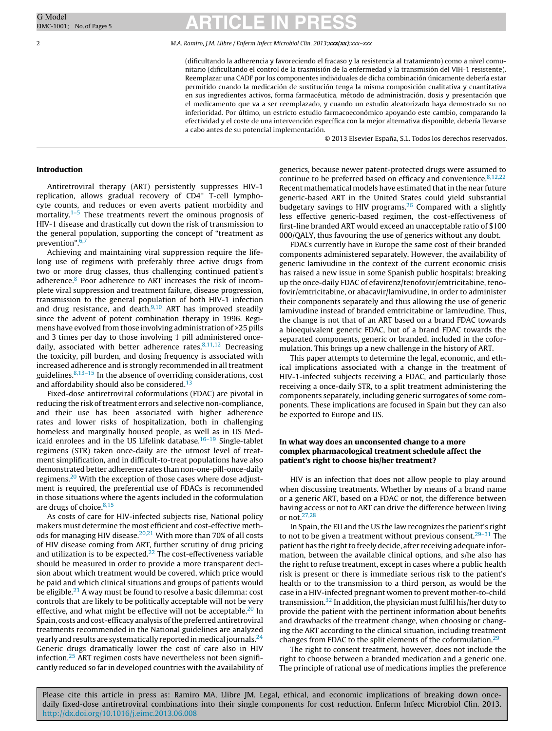(dificultando la adherencia y favoreciendo el fracaso y la resistencia al tratamiento) como a nivel comunitario (dificultando el control de la trasmisión de la enfermedad y la transmisión del VIH-1 resistente). Reemplazar una CADF por los componentes individuales de dicha combinación únicamente debería estar permitido cuando la medicación de sustitución tenga la misma composición cualitativa y cuantitativa en sus ingredientes activos, forma farmacéutica, método de administración, dosis y presentación que el medicamento que va a ser reemplazado, y cuando un estudio aleatorizado haya demostrado su no inferioridad. Por último, un estricto estudio farmacoeconómico apoyando este cambio, comparando la efectividad y el coste de una intervención específica con la mejor alternativa disponible, debería llevarse a cabo antes de su potencial implementación.

© 2013 Elsevier España, S.L. Todos los derechos reservados.

## Introduction

Antiretroviral therapy (ART) persistently suppresses HIV-1 replication, allows gradual recovery of CD4+ T-cell lymphocyte counts, and reduces or even averts patient morbidity and mortality.[1–5] These treatments revert the ominous prognosis of HIV-1 disease and drastically cut down the risk of transmission to the general population, supporting the concept of "treatment as prevention".[6,7]

Achieving and maintaining viral suppression require the lifelong use of regimens with preferably three active drugs from two or more drug classes, thus challenging continued patient's adherence.[8] Poor adherence to ART increases the risk of incomplete viral suppression and treatment failure, disease progression, transmission to the general population of both HIV-1 infection and drug resistance, and death.[9,10] ART has improved steadily since the advent of potent combination therapy in 1996. Regimens have evolved from those involving administration of >25 pills and 3 times per day to those involving 1 pill administered once-daily, associated with better adherence rates.[8,11,12] Decreasing the toxicity, pill burden, and dosing frequency is associated with increased adherence and is strongly recommended in all treatment guidelines.[8,13–15] In the absence of overriding considerations, cost and affordability should also be considered.[13]

Fixed-dose antiretroviral coformulations (FDAC) are pivotal in reducing the risk of treatment errors and selective non-compliance, and their use has been associated with higher adherence rates and lower risks of hospitalization, both in challenging homeless and marginally housed people, as well as in US Medicaid enrolees and in the US Lifelink database.[16–19] Single-tablet regimens (STR) taken once-daily are the utmost level of treatment simplification, and in difficult-to-treat populations have also demonstrated better adherence rates than non-one-pill-once-daily regimens.[20] With the exception of those cases where dose adjustment is required, the preferential use of FDACs is recommended in those situations where the agents included in the coformulation are drugs of choice.[8,15]

As costs of care for HIV-infected subjects rise, National policy makers must determine the most efficient and cost-effective methods for managing HIV disease.[20,21] With more than 70% of all costs of HIV disease coming from ART, further scrutiny of drug pricing and utilization is to be expected.[22] The cost-effectiveness variable should be measured in order to provide a more transparent decision about which treatment would be covered, which price would be paid and which clinical situations and groups of patients would be eligible.[23] A way must be found to resolve a basic dilemma: cost controls that are likely to be politically acceptable will not be very effective, and what might be effective will not be acceptable.[20] In Spain, costs and cost-efficacy analysis of the preferred antiretroviral treatments recommended in the National guidelines are analyzed yearly and results are systematically reported in medical journals.[24] Generic drugs dramatically lower the cost of care also in HIV infection.[25] ART regimen costs have nevertheless not been significantly reduced so far in developed countries with the availability of generics, because newer patent-protected drugs were assumed to continue to be preferred based on efficacy and convenience.[8,12,22] Recent mathematical models have estimated that in the near future generic-based ART in the United States could yield substantial budgetary savings to HIV programs.[26] Compared with a slightly less effective generic-based regimen, the cost-effectiveness of first-line branded ART would exceed an unacceptable ratio of $100 000/QALY, thus favouring the use of generics without any doubt.

FDACs currently have in Europe the same cost of their branded components administered separately. However, the availability of generic lamivudine in the context of the current economic crisis has raised a new issue in some Spanish public hospitals: breaking up the once-daily FDAC of efavirenz/tenofovir/emtricitabine, tenofovir/emtricitabine, or abacavir/lamivudine, in order to administer their components separately and thus allowing the use of generic lamivudine instead of branded emtricitabine or lamivudine. Thus, the change is not that of an ART based on a brand FDAC towards a bioequivalent generic FDAC, but of a brand FDAC towards the separated components, generic or branded, included in the coformulation. This brings up a new challenge in the history of ART.

This paper attempts to determine the legal, economic, and ethical implications associated with a change in the treatment of HIV-1-infected subjects receiving a FDAC, and particularly those receiving a once-daily STR, to a split treatment administering the components separately, including generic surrogates of some components. These implications are focused in Spain but they can also be exported to Europe and US.

## In what way does an unconsented change to a more complex pharmacological treatment schedule affect the patient's right to choose his/her treatment?

HIV is an infection that does not allow people to play around when discussing treatments. Whether by means of a brand name or a generic ART, based on a FDAC or not, the difference between having access or not to ART can drive the difference between living or not.[27,28]

In Spain, the EU and the US the law recognizes the patient's right to not to be given a treatment without previous consent.[29–31] The patient has the right to freely decide, after receiving adequate information, between the available clinical options, and s/he also has the right to refuse treatment, except in cases where a public health risk is present or there is immediate serious risk to the patient's health or to the transmission to a third person, as would be the case in a HIV-infected pregnant women to prevent mother-to-child transmission.[32] In addition, the physician must fulfil his/her duty to provide the patient with the pertinent information about benefits and drawbacks of the treatment change, when choosing or changing the ART according to the clinical situation, including treatment changes from FDAC to the split elements of the coformulation.[29]

The right to consent treatment, however, does not include the right to choose between a branded medication and a generic one. The principle of rational use of medications implies the preference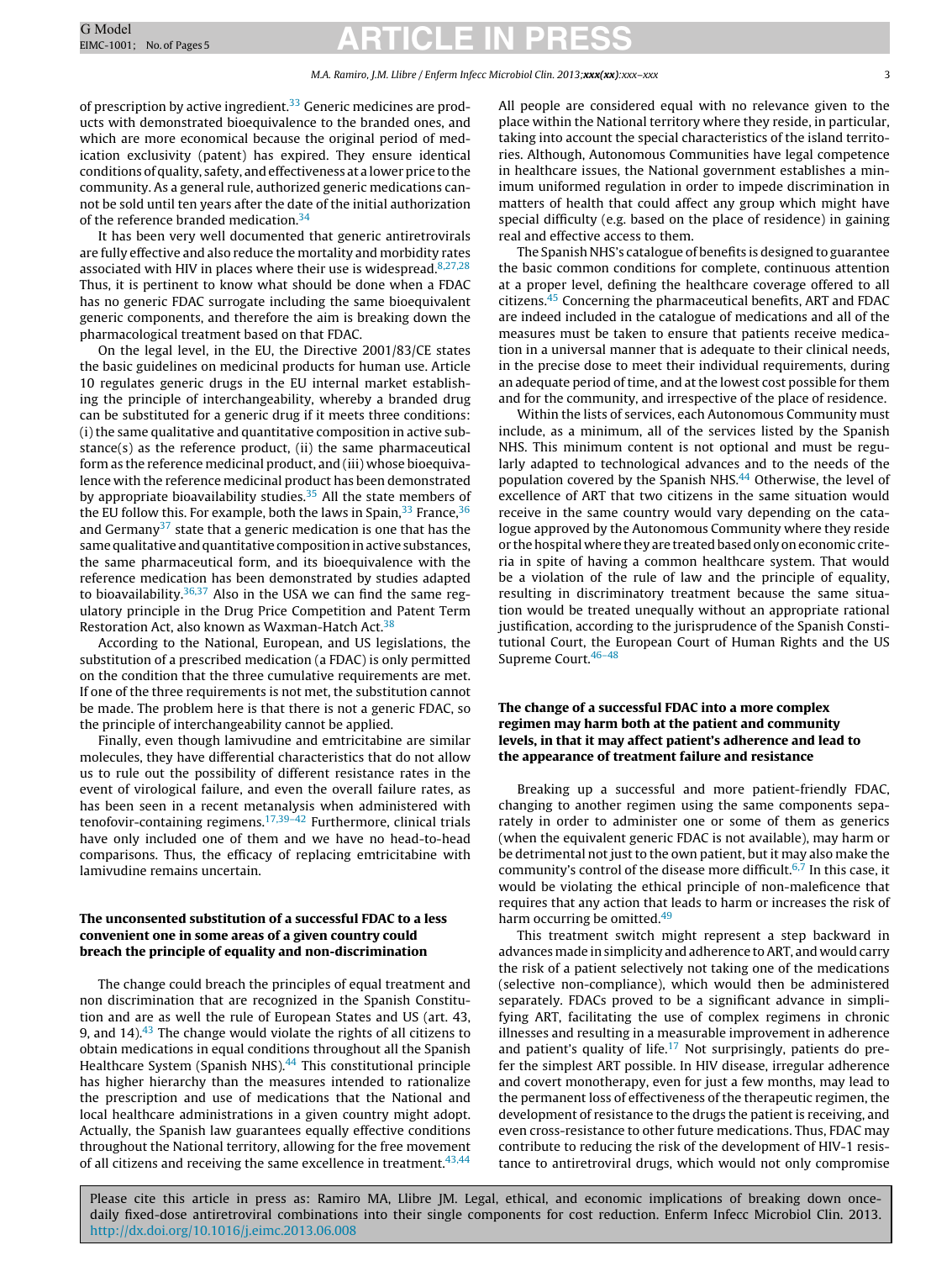of prescription by active ingredient.[33] Generic medicines are products with demonstrated bioequivalence to the branded ones, and which are more economical because the original period of medication exclusivity (patent) has expired. They ensure identical conditions of quality, safety, and effectiveness at a lower price to the community. As a general rule, authorized generic medications cannot be sold until ten years after the date of the initial authorization of the reference branded medication.[34]

It has been very well documented that generic antiretrovirals are fully effective and also reduce the mortality and morbidity rates associated with HIV in places where their use is widespread.[8,27,28] Thus, it is pertinent to know what should be done when a FDAC has no generic FDAC surrogate including the same bioequivalent generic components, and therefore the aim is breaking down the pharmacological treatment based on that FDAC.

On the legal level, in the EU, the Directive 2001/83/CE states the basic guidelines on medicinal products for human use. Article 10 regulates generic drugs in the EU internal market establishing the principle of interchangeability, whereby a branded drug can be substituted for a generic drug if it meets three conditions: (i) the same qualitative and quantitative composition in active substance(s) as the reference product, (ii) the same pharmaceutical form as the reference medicinal product, and (iii) whose bioequivalence with the reference medicinal product has been demonstrated by appropriate bioavailability studies.[35] All the state members of the EU follow this. For example, both the laws in Spain,[33] France,[36] and Germany[37] state that a generic medication is one that has the same qualitative and quantitative composition in active substances, the same pharmaceutical form, and its bioequivalence with the reference medication has been demonstrated by studies adapted to bioavailability.[36,37] Also in the USA we can find the same regulatory principle in the Drug Price Competition and Patent Term Restoration Act, also known as Waxman-Hatch Act.[38]

According to the National, European, and US legislations, the substitution of a prescribed medication (a FDAC) is only permitted on the condition that the three cumulative requirements are met. If one of the three requirements is not met, the substitution cannot be made. The problem here is that there is not a generic FDAC, so the principle of interchangeability cannot be applied.

Finally, even though lamivudine and emtricitabine are similar molecules, they have differential characteristics that do not allow us to rule out the possibility of different resistance rates in the event of virological failure, and even the overall failure rates, as has been seen in a recent metanalysis when administered with tenofovir-containing regimens.[17,39–42] Furthermore, clinical trials have only included one of them and we have no head-to-head comparisons. Thus, the efficacy of replacing emtricitabine with lamivudine remains uncertain.

## The unconsented substitution of a successful FDAC to a less convenient one in some areas of a given country could breach the principle of equality and non-discrimination

The change could breach the principles of equal treatment and non discrimination that are recognized in the Spanish Constitution and are as well the rule of European States and US (art. 43, 9, and 14).[43] The change would violate the rights of all citizens to obtain medications in equal conditions throughout all the Spanish Healthcare System (Spanish NHS).[44] This constitutional principle has higher hierarchy than the measures intended to rationalize the prescription and use of medications that the National and local healthcare administrations in a given country might adopt. Actually, the Spanish law guarantees equally effective conditions throughout the National territory, allowing for the free movement of all citizens and receiving the same excellence in treatment.[43,44] All people are considered equal with no relevance given to the place within the National territory where they reside, in particular, taking into account the special characteristics of the island territories. Although, Autonomous Communities have legal competence in healthcare issues, the National government establishes a minimum uniformed regulation in order to impede discrimination in matters of health that could affect any group which might have special difficulty (e.g. based on the place of residence) in gaining real and effective access to them.

The Spanish NHS's catalogue of benefits is designed to guarantee the basic common conditions for complete, continuous attention at a proper level, defining the healthcare coverage offered to all citizens.[45] Concerning the pharmaceutical benefits, ART and FDAC are indeed included in the catalogue of medications and all of the measures must be taken to ensure that patients receive medication in a universal manner that is adequate to their clinical needs, in the precise dose to meet their individual requirements, during an adequate period of time, and at the lowest cost possible for them and for the community, and irrespective of the place of residence.

Within the lists of services, each Autonomous Community must include, as a minimum, all of the services listed by the Spanish NHS. This minimum content is not optional and must be regularly adapted to technological advances and to the needs of the population covered by the Spanish NHS.[44] Otherwise, the level of excellence of ART that two citizens in the same situation would receive in the same country would vary depending on the catalogue approved by the Autonomous Community where they reside or the hospital where they are treated based only on economic criteria in spite of having a common healthcare system. That would be a violation of the rule of law and the principle of equality, resulting in discriminatory treatment because the same situation would be treated unequally without an appropriate rational justification, according to the jurisprudence of the Spanish Constitutional Court, the European Court of Human Rights and the US Supreme Court.[46–48]

## The change of a successful FDAC into a more complex regimen may harm both at the patient and community levels, in that it may affect patient's adherence and lead to the appearance of treatment failure and resistance

Breaking up a successful and more patient-friendly FDAC, changing to another regimen using the same components separately in order to administer one or some of them as generics (when the equivalent generic FDAC is not available), may harm or be detrimental not just to the own patient, but it may also make the community's control of the disease more difficult.[6,7] In this case, it would be violating the ethical principle of non-maleficence that requires that any action that leads to harm or increases the risk of harm occurring be omitted.[49]

This treatment switch might represent a step backward in advances made in simplicity and adherence to ART, and would carry the risk of a patient selectively not taking one of the medications (selective non-compliance), which would then be administered separately. FDACs proved to be a significant advance in simplifying ART, facilitating the use of complex regimens in chronic illnesses and resulting in a measurable improvement in adherence and patient's quality of life.[17] Not surprisingly, patients do prefer the simplest ART possible. In HIV disease, irregular adherence and covert monotherapy, even for just a few months, may lead to the permanent loss of effectiveness of the therapeutic regimen, the development of resistance to the drugs the patient is receiving, and even cross-resistance to other future medications. Thus, FDAC may contribute to reducing the risk of the development of HIV-1 resistance to antiretroviral drugs, which would not only compromise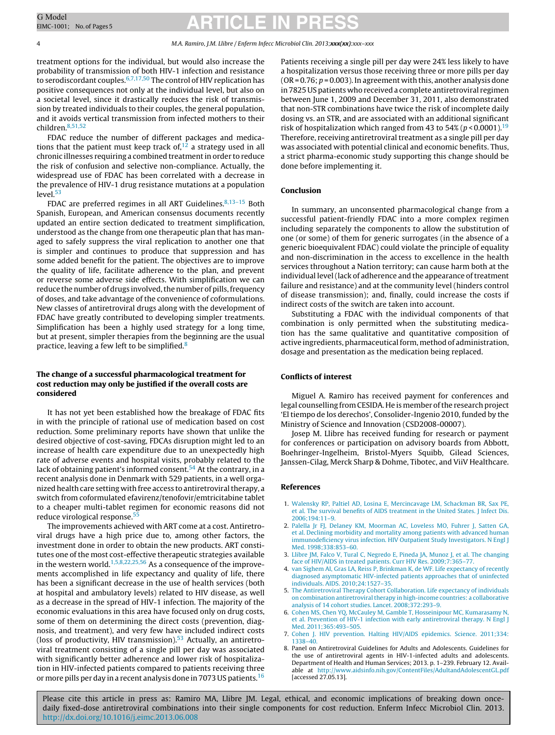treatment options for the individual, but would also increase the probability of transmission of both HIV-1 infection and resistance to serodiscordant couples.[6,7,17,50] The control of HIV replication has positive consequences not only at the individual level, but also on a societal level, since it drastically reduces the risk of transmission by treated individuals to their couples, the general population, and it avoids vertical transmission from infected mothers to their children.[8,51,52]

FDAC reduce the number of different packages and medications that the patient must keep track of,[12] a strategy used in all chronic illnesses requiring a combined treatment in order to reduce the risk of confusion and selective non-compliance. Actually, the widespread use of FDAC has been correlated with a decrease in the prevalence of HIV-1 drug resistance mutations at a population level.[53]

FDAC are preferred regimes in all ART Guidelines.[8,13–15] Both Spanish, European, and American consensus documents recently updated an entire section dedicated to treatment simplification, understood as the change from one therapeutic plan that has managed to safely suppress the viral replication to another one that is simpler and continues to produce that suppression and has some added benefit for the patient. The objectives are to improve the quality of life, facilitate adherence to the plan, and prevent or reverse some adverse side effects. With simplification we can reduce the number of drugs involved, the number of pills, frequency of doses, and take advantage of the convenience of coformulations. New classes of antiretroviral drugs along with the development of FDAC have greatly contributed to developing simpler treatments. Simplification has been a highly used strategy for a long time, but at present, simpler therapies from the beginning are the usual practice, leaving a few left to be simplified.[8]

## The change of a successful pharmacological treatment for cost reduction may only be justified if the overall costs are considered

It has not yet been established how the breakage of FDAC fits in with the principle of rational use of medication based on cost reduction. Some preliminary reports have shown that unlike the desired objective of cost-saving, FDCAs disruption might led to an increase of health care expenditure due to an unexpectedly high rate of adverse events and hospital visits, probably related to the lack of obtaining patient's informed consent.[54] At the contrary, in a recent analysis done in Denmark with 529 patients, in a well organized health care setting with free access to antiretroviral therapy, a switch from coformulated efavirenz/tenofovir/emtricitabine tablet to a cheaper multi-tablet regimen for economic reasons did not reduce virological response.[55]

The improvements achieved with ART come at a cost. Antiretroviral drugs have a high price due to, among other factors, the investment done in order to obtain the new products. ART constitutes one of the most cost-effective therapeutic strategies available in the western world.[1,5,8,22,25,56] As a consequence of the improvements accomplished in life expectancy and quality of life, there has been a significant decrease in the use of health services (both at hospital and ambulatory levels) related to HIV disease, as well as a decrease in the spread of HIV-1 infection. The majority of the economic evaluations in this area have focused only on drug costs, some of them on determining the direct costs (prevention, diagnosis, and treatment), and very few have included indirect costs (loss of productivity, HIV transmission).[53] Actually, an antiretroviral treatment consisting of a single pill per day was associated with significantly better adherence and lower risk of hospitalization in HIV-infected patients compared to patients receiving three or more pills per day in a recent analysis done in 7073 US patients.[16] Patients receiving a single pill per day were 24% less likely to have a hospitalization versus those receiving three or more pills per day (OR = 0.76; $p = 0.003$). In agreement with this, another analysis done in 7825 US patients who received a complete antiretroviral regimen between June 1, 2009 and December 31, 2011, also demonstrated that non-STR combinations have twice the risk of incomplete daily dosing vs. an STR, and are associated with an additional significant risk of hospitalization which ranged from 43 to 54% ($p < 0.0001$).[19] Therefore, receiving antiretroviral treatment as a single pill per day was associated with potential clinical and economic benefits. Thus, a strict pharma-economic study supporting this change should be done before implementing it.

## Conclusion

In summary, an unconsented pharmacological change from a successful patient-friendly FDAC into a more complex regimen including separately the components to allow the substitution of one (or some) of them for generic surrogates (in the absence of a generic bioequivalent FDAC) could violate the principle of equality and non-discrimination in the access to excellence in the health services throughout a Nation territory; can cause harm both at the individual level (lack of adherence and the appearance of treatment failure and resistance) and at the community level (hinders control of disease transmission); and, finally, could increase the costs if indirect costs of the switch are taken into account.

Substituting a FDAC with the individual components of that combination is only permitted when the substituting medication has the same qualitative and quantitative composition of active ingredients, pharmaceutical form, method of administration, dosage and presentation as the medication being replaced.

## Conflicts of interest

Miguel A. Ramiro has received payment for conferences and legal counselling from CESIDA. He is member of the research project 'El tiempo de los derechos', Consolider-Ingenio 2010, funded by the Ministry of Science and Innovation (CSD2008-00007).

Josep M. Llibre has received funding for research or payment for conferences or participation on advisory boards from Abbott, Boehringer-Ingelheim, Bristol-Myers Squibb, Gilead Sciences, Janssen-Cilag, Merck Sharp & Dohme, Tibotec, and ViiV Healthcare.

## References

1. Walensky RP, Paltiel AD, Losina E, Mercincavage LM, Schackman BR, Sax PE, et al. The survival benefits of AIDS treatment in the United States. J Infect Dis. 2006;194:11–9.
2. Palella Jr FJ, Delaney KM, Moorman AC, Loveless MO, Fuhrer J, Satten GA, et al. Declining morbidity and mortality among patients with advanced human immunodeficiency virus infection. HIV Outpatient Study Investigators. N Engl J Med. 1998;338:853–60.
3. Llibre JM, Falco V, Tural C, Negredo E, Pineda JA, Munoz J, et al. The changing face of HIV/AIDS in treated patients. Curr HIV Res. 2009;7:365–77.
4. van Sighem AI, Gras LA, Reiss P, Brinkman K, de WF. Life expectancy of recently diagnosed asymptomatic HIV-infected patients approaches that of uninfected individuals. AIDS. 2010;24:1527–35.
5. The Antiretroviral Therapy Cohort Collaboration. Life expectancy of individuals on combination antiretroviral therapy in high-income countries: a collaborative analysis of 14 cohort studies. Lancet. 2008;372:293–9.
6. Cohen MS, Chen YQ, McCauley M, Gamble T, Hosseinipour MC, Kumarasamy N, et al. Prevention of HIV-1 infection with early antiretroviral therapy. N Engl J Med. 2011;365:493–505.
7. Cohen J. HIV prevention. Halting HIV/AIDS epidemics. Science. 2011;334:1338–40.
8. Panel on Antiretroviral Guidelines for Adults and Adolescents. Guidelines for the use of antiretroviral agents in HIV-1-infected adults and adolescents. Department of Health and Human Services; 2013. p. 1–239. February 12. Available at http://www.aidsinfo.nih.gov/ContentFiles/AdultandAdolescentGL.pdf [accessed 27.05.13].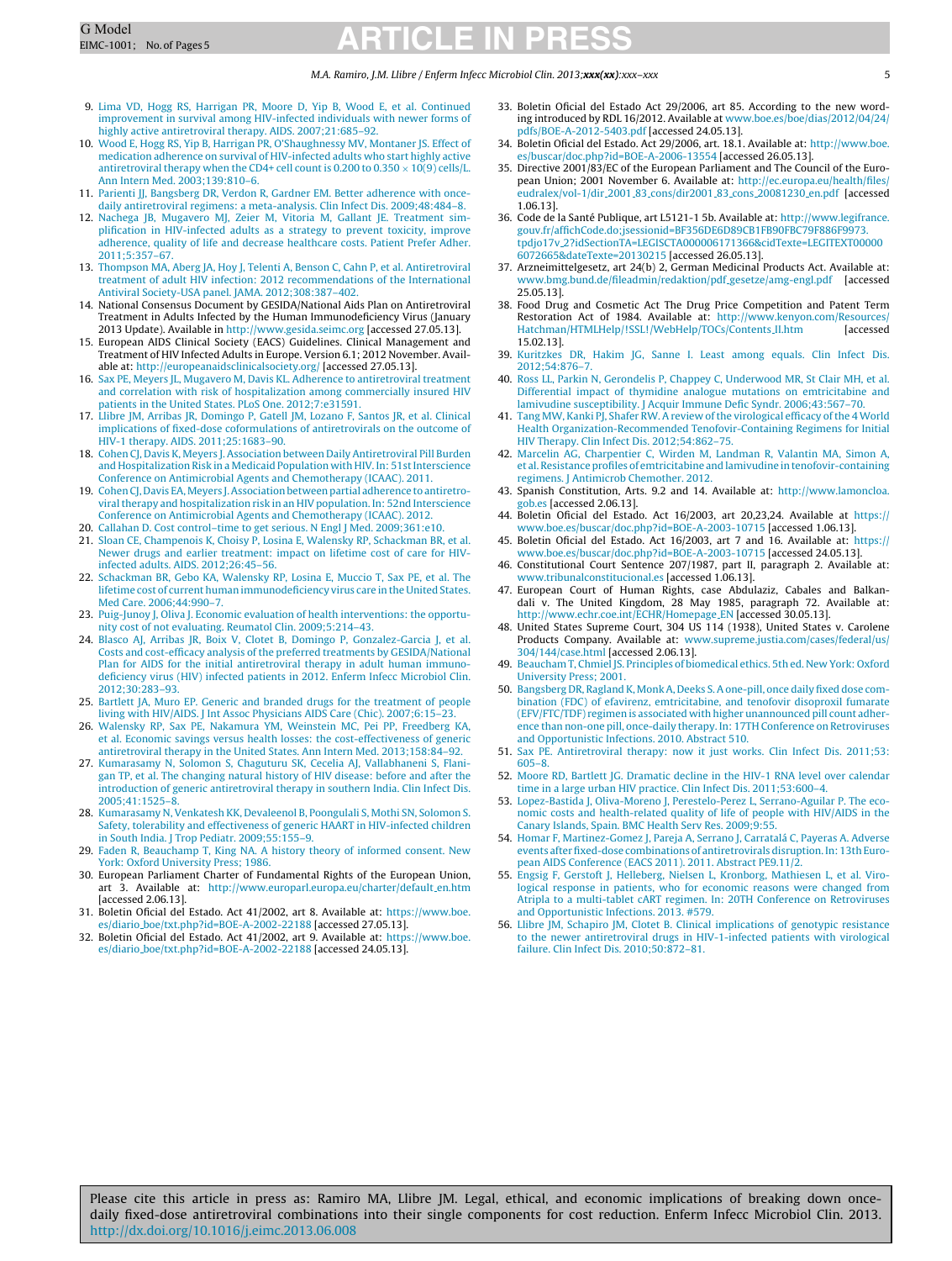9. Lima VD, Hogg RS, Harrigan PR, Moore D, Yip B, Wood E, et al. Continued improvement in survival among HIV-infected individuals with newer forms of highly active antiretroviral therapy. AIDS. 2007;21:685–92.
10. Wood E, Hogg RS, Yip B, Harrigan PR, O'Shaughnessy MV, Montaner JS. Effect of medication adherence on survival of HIV-infected adults who start highly active antiretroviral therapy when the CD4+ cell count is 0.200 to 0.350 × 10(9) cells/L. Ann Intern Med. 2003;139:810–6.
11. Parienti JJ, Bangsberg DR, Verdon R, Gardner EM. Better adherence with once-daily antiretroviral regimens: a meta-analysis. Clin Infect Dis. 2009;48:484–8.
12. Nachega JB, Mugavero MJ, Zeier M, Vitoria M, Gallant JE. Treatment simplification in HIV-infected adults as a strategy to prevent toxicity, improve adherence, quality of life and decrease healthcare costs. Patient Prefer Adher. 2011;5:357–67.
13. Thompson MA, Aberg JA, Hoy J, Telenti A, Benson C, Cahn P, et al. Antiretroviral treatment of adult HIV infection: 2012 recommendations of the International Antiviral Society-USA panel. JAMA. 2012;308:387–402.
14. National Consensus Document by GESIDA/National Aids Plan on Antiretroviral Treatment in Adults Infected by the Human Immunodeficiency Virus (January 2013 Update). Available in http://www.gesida.seimc.org [accessed 27.05.13].
15. European AIDS Clinical Society (EACS) Guidelines. Clinical Management and Treatment of HIV Infected Adults in Europe. Version 6.1; 2012 November. Available at: http://europeanaidsclinicalsociety.org/ [accessed 27.05.13].
16. Sax PE, Meyers JL, Mugavero M, Davis KL. Adherence to antiretroviral treatment and correlation with risk of hospitalization among commercially insured HIV patients in the United States. PLoS One. 2012;7:e31591.
17. Llibre JM, Arribas JR, Domingo P, Gatell JM, Lozano F, Santos JR, et al. Clinical implications of fixed-dose coformulations of antiretrovirals on the outcome of HIV-1 therapy. AIDS. 2011;25:1683–90.
18. Cohen CJ, Davis K, Meyers J. Association between Daily Antiretroviral Pill Burden and Hospitalization Risk in a Medicaid Population with HIV. In: 51st Interscience Conference on Antimicrobial Agents and Chemotherapy (ICAAC). 2011.
19. Cohen CJ, Davis EA, Meyers J. Association between partial adherence to antiretroviral therapy and hospitalization risk in an HIV population. In: 52nd Interscience Conference on Antimicrobial Agents and Chemotherapy (ICAAC). 2012.
20. Callahan D. Cost control–time to get serious. N Engl J Med. 2009;361:e10.
21. Sloan CE, Champenois K, Choisy P, Losina E, Walensky RP, Schackman BR, et al. Newer drugs and earlier treatment: impact on lifetime cost of care for HIV-infected adults. AIDS. 2012;26:45–56.
22. Schackman BR, Gebo KA, Walensky RP, Losina E, Muccio T, Sax PE, et al. The lifetime cost of current human immunodeficiency virus care in the United States. Med Care. 2006;44:990–7.
23. Puig-Junoy J, Oliva J. Economic evaluation of health interventions: the opportunity cost of not evaluating. Reumatol Clin. 2009;5:214–43.
24. Blasco AJ, Arribas JR, Boix V, Clotet B, Domingo P, Gonzalez-Garcia J, et al. Costs and cost-efficacy analysis of the preferred treatments by GESIDA/National Plan for AIDS for the initial antiretroviral therapy in adult human immunodeficiency virus (HIV) infected patients in 2012. Enferm Infecc Microbiol Clin. 2012;30:283–93.
25. Bartlett JA, Muro EP. Generic and branded drugs for the treatment of people living with HIV/AIDS. J Int Assoc Physicians AIDS Care (Chic). 2007;6:15–23.
26. Walensky RP, Sax PE, Nakamura YM, Weinstein MC, Pei PP, Freedberg KA, et al. Economic savings versus health losses: the cost-effectiveness of generic antiretroviral therapy in the United States. Ann Intern Med. 2013;158:84–92.
27. Kumarasamy N, Solomon S, Chaguturu SK, Cecelia AJ, Vallabhaneni S, Flanigan TP, et al. The changing natural history of HIV disease: before and after the introduction of generic antiretroviral therapy in southern India. Clin Infect Dis. 2005;41:1525–8.
28. Kumarasamy N, Venkatesh KK, Devaleenol B, Poongulali S, Mothi SN, Solomon S. Safety, tolerability and effectiveness of generic HAART in HIV-infected children in South India. J Trop Pediatr. 2009;55:155–9.
29. Faden R, Beauchamp T, King NA. A history theory of informed consent. New York: Oxford University Press; 1986.
30. European Parliament Charter of Fundamental Rights of the European Union, art 3. Available at: http://www.europarl.europa.eu/charter/default_en.htm [accessed 2.06.13].
31. Boletin Oficial del Estado. Act 41/2002, art 8. Available at: https://www.boe.es/diario_boe/txt.php?id=BOE-A-2002-22188 [accessed 27.05.13].
32. Boletin Oficial del Estado. Act 41/2002, art 9. Available at: https://www.boe.es/diario_boe/txt.php?id=BOE-A-2002-22188 [accessed 24.05.13].
33. Boletin Oficial del Estado Act 29/2006, art 85. According to the new wording introduced by RDL 16/2012. Available at www.boe.es/boe/dias/2012/04/24/pdfs/BOE-A-2012-5403.pdf [accessed 24.05.13].
34. Boletin Oficial del Estado. Act 29/2006, art. 18.1. Available at: http://www.boe.es/buscar/doc.php?id=BOE-A-2006-13554 [accessed 26.05.13].
35. Directive 2001/83/EC of the European Parliament and The Council of the European Union; 2001 November 6. Available at: http://ec.europa.eu/health/files/eudralex/vol-1/dir_2001_83_cons/dir2001_83_cons_20081230_en.pdf [accessed 1.06.13].
36. Code de la Santé Publique, art L5121-1 5b. Available at: http://www.legifrance.gouv.fr/affichCode.do;jsessionid=BF356DE6D89CB1FB90FBC79F886F9973.tpdjo17v_2?idSectionTA=LEGISCTA000006171366&cidTexte=LEGITEXT000006072665&dateTexte=20130215 [accessed 26.05.13].
37. Arzneimittelgesetz, art 24(b) 2, German Medicinal Products Act. Available at: www.bmg.bund.de/fileadmin/redaktion/pdf_gesetze/amg-engl.pdf [accessed 25.05.13].
38. Food Drug and Cosmetic Act The Drug Price Competition and Patent Term Restoration Act of 1984. Available at: http://www.kenyon.com/Resources/Hatchman/HTMLHelp/!SSL!/WebHelp/TOCs/Contents_II.htm [accessed 15.02.13].
39. Kuritzkes DR, Hakim JG, Sanne I. Least among equals. Clin Infect Dis. 2012;54:876–7.
40. Ross LL, Parkin N, Gerondelis P, Chappey C, Underwood MR, St Clair MH, et al. Differential impact of thymidine analogue mutations on emtricitabine and lamivudine susceptibility. J Acquir Immune Defic Syndr. 2006;43:567–70.
41. Tang MW, Kanki PJ, Shafer RW. A review of the virological efficacy of the 4 World Health Organization-Recommended Tenofovir-Containing Regimens for Initial HIV Therapy. Clin Infect Dis. 2012;54:862–75.
42. Marcelin AG, Charpentier C, Wirden M, Landman R, Valantin MA, Simon A, et al. Resistance profiles of emtricitabine and lamivudine in tenofovir-containing regimens. J Antimicrob Chemother. 2012.
43. Spanish Constitution, Arts. 9.2 and 14. Available at: http://www.lamoncloa.gob.es [accessed 2.06.13].
44. Boletin Oficial del Estado. Act 16/2003, art 20,23,24. Available at https://www.boe.es/buscar/doc.php?id=BOE-A-2003-10715 [accessed 1.06.13].
45. Boletin Oficial del Estado. Act 16/2003, art 7 and 16. Available at: https://www.boe.es/buscar/doc.php?id=BOE-A-2003-10715 [accessed 24.05.13].
46. Constitutional Court Sentence 207/1987, part II, paragraph 2. Available at: www.tribunalconstitucional.es [accessed 1.06.13].
47. European Court of Human Rights, case Abdulaziz, Cabales and Balkandali v. The United Kingdom, 28 May 1985, paragraph 72. Available at: http://www.echr.coe.int/ECHR/Homepage_EN [accessed 30.05.13].
48. United States Supreme Court, 304 US 114 (1938), United States v. Carolene Products Company. Available at: www.supreme.justia.com/cases/federal/us/304/144/case.html [accessed 2.06.13].
49. Beaucham T, Chmiel JS. Principles of biomedical ethics. 5th ed. New York: Oxford University Press; 2001.
50. Bangsberg DR, Ragland K, Monk A, Deeks S. A one-pill, once daily fixed dose combination (FDC) of efavirenz, emtricitabine, and tenofovir disoproxil fumarate (EFV/FTC/TDF) regimen is associated with higher unannounced pill count adherence than non-one pill, once-daily therapy. In: 17TH Conference on Retroviruses and Opportunistic Infections. 2010. Abstract 510.
51. Sax PE. Antiretroviral therapy: now it just works. Clin Infect Dis. 2011;53:605–8.
52. Moore RD, Bartlett JG. Dramatic decline in the HIV-1 RNA level over calendar time in a large urban HIV practice. Clin Infect Dis. 2011;53:600–4.
53. Lopez-Bastida J, Oliva-Moreno J, Perestelo-Perez L, Serrano-Aguilar P. The economic costs and health-related quality of life of people with HIV/AIDS in the Canary Islands, Spain. BMC Health Serv Res. 2009;9:55.
54. Homar F, Martinez-Gomez J, Pareja A, Serrano J, Carratalá C, Payeras A. Adverse events after fixed-dose combinations of antiretrovirals disruption. In: 13th European AIDS Conference (EACS 2011). 2011. Abstract PE9.11/2.
55. Engsig F, Gerstoft J, Helleberg, Nielsen L, Kronborg, Mathiesen L, et al. Virological response in patients, who for economic reasons were changed from Atripla to a multi-tablet cART regimen. In: 20TH Conference on Retroviruses and Opportunistic Infections. 2013. #579.
56. Llibre JM, Schapiro JM, Clotet B. Clinical implications of genotypic resistance to the newer antiretroviral drugs in HIV-1-infected patients with virological failure. Clin Infect Dis. 2010;50:872–81.

Please cite this article in press as: Ramiro MA, Llibre JM. Legal, ethical, and economic implications of breaking down once-daily fixed-dose antiretroviral combinations into their single components for cost reduction. Enferm Infecc Microbiol Clin. 2013. http://dx.doi.org/10.1016/j.eimc.2013.06.008